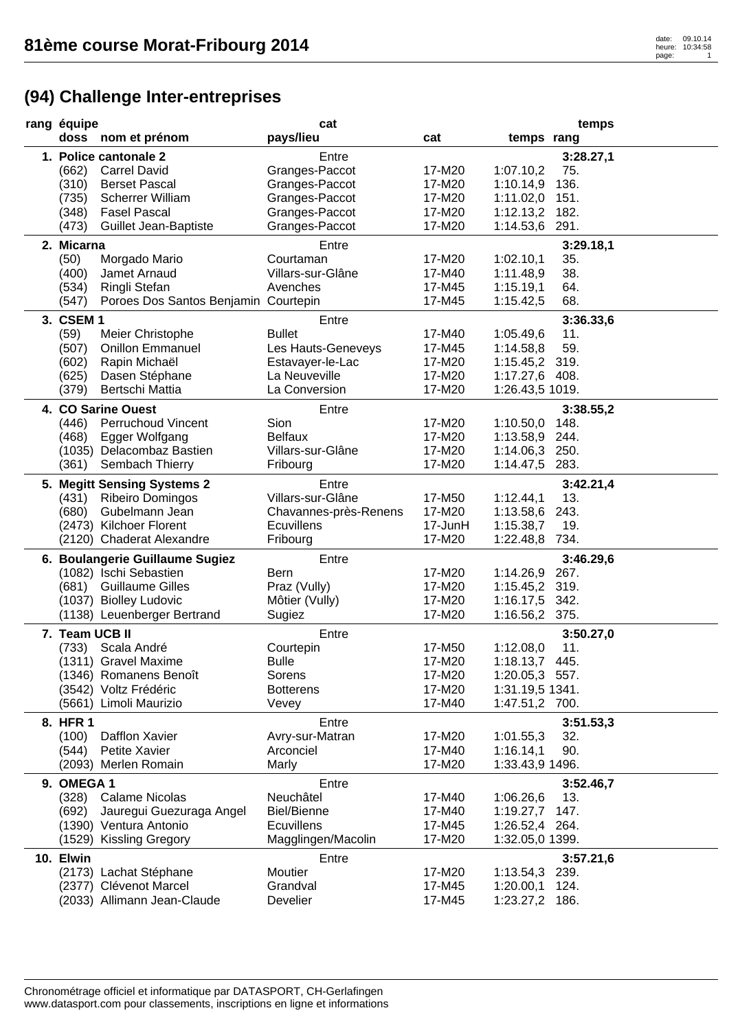# 81ème course Morat-Fribourg 2014

## (94) Challenge Inter-entreprises

| rang | équipe / doss | nom et prénom | cat / pays/lieu | cat | temps | rang | temps |
|---|---|---|---|---|---|---|---|
| 1. | Police cantonale 2 | | Entre | | | | 3:28.27,1 |
| | (662) | Carrel David | Granges-Paccot | 17-M20 | 1:07.10,2 | 75. | |
| | (310) | Berset Pascal | Granges-Paccot | 17-M20 | 1:10.14,9 | 136. | |
| | (735) | Scherrer William | Granges-Paccot | 17-M20 | 1:11.02,0 | 151. | |
| | (348) | Fasel Pascal | Granges-Paccot | 17-M20 | 1:12.13,2 | 182. | |
| | (473) | Guillet Jean-Baptiste | Granges-Paccot | 17-M20 | 1:14.53,6 | 291. | |
| 2. | Micarna | | Entre | | | | 3:29.18,1 |
| | (50) | Morgado Mario | Courtaman | 17-M20 | 1:02.10,1 | 35. | |
| | (400) | Jamet Arnaud | Villars-sur-Glâne | 17-M40 | 1:11.48,9 | 38. | |
| | (534) | Ringli Stefan | Avenches | 17-M45 | 1:15.19,1 | 64. | |
| | (547) | Poroes Dos Santos Benjamin | Courtepin | 17-M45 | 1:15.42,5 | 68. | |
| 3. | CSEM 1 | | Entre | | | | 3:36.33,6 |
| | (59) | Meier Christophe | Bullet | 17-M40 | 1:05.49,6 | 11. | |
| | (507) | Onillon Emmanuel | Les Hauts-Geneveys | 17-M45 | 1:14.58,8 | 59. | |
| | (602) | Rapin Michaël | Estavayer-le-Lac | 17-M20 | 1:15.45,2 | 319. | |
| | (625) | Dasen Stéphane | La Neuveville | 17-M20 | 1:17.27,6 | 408. | |
| | (379) | Bertschi Mattia | La Conversion | 17-M20 | 1:26.43,5 | 1019. | |
| 4. | CO Sarine Ouest | | Entre | | | | 3:38.55,2 |
| | (446) | Perruchoud Vincent | Sion | 17-M20 | 1:10.50,0 | 148. | |
| | (468) | Egger Wolfgang | Belfaux | 17-M20 | 1:13.58,9 | 244. | |
| | (1035) | Delacombaz Bastien | Villars-sur-Glâne | 17-M20 | 1:14.06,3 | 250. | |
| | (361) | Sembach Thierry | Fribourg | 17-M20 | 1:14.47,5 | 283. | |
| 5. | Megitt Sensing Systems 2 | | Entre | | | | 3:42.21,4 |
| | (431) | Ribeiro Domingos | Villars-sur-Glâne | 17-M50 | 1:12.44,1 | 13. | |
| | (680) | Gubelmann Jean | Chavannes-près-Renens | 17-M20 | 1:13.58,6 | 243. | |
| | (2473) | Kilchoer Florent | Ecuvillens | 17-JunH | 1:15.38,7 | 19. | |
| | (2120) | Chaderat Alexandre | Fribourg | 17-M20 | 1:22.48,8 | 734. | |
| 6. | Boulangerie Guillaume Sugiez | | Entre | | | | 3:46.29,6 |
| | (1082) | Ischi Sebastien | Bern | 17-M20 | 1:14.26,9 | 267. | |
| | (681) | Guillaume Gilles | Praz (Vully) | 17-M20 | 1:15.45,2 | 319. | |
| | (1037) | Biolley Ludovic | Môtier (Vully) | 17-M20 | 1:16.17,5 | 342. | |
| | (1138) | Leuenberger Bertrand | Sugiez | 17-M20 | 1:16.56,2 | 375. | |
| 7. | Team UCB II | | Entre | | | | 3:50.27,0 |
| | (733) | Scala André | Courtepin | 17-M50 | 1:12.08,0 | 11. | |
| | (1311) | Gravel Maxime | Bulle | 17-M20 | 1:18.13,7 | 445. | |
| | (1346) | Romanens Benoît | Sorens | 17-M20 | 1:20.05,3 | 557. | |
| | (3542) | Voltz Frédéric | Botterens | 17-M20 | 1:31.19,5 | 1341. | |
| | (5661) | Limoli Maurizio | Vevey | 17-M40 | 1:47.51,2 | 700. | |
| 8. | HFR 1 | | Entre | | | | 3:51.53,3 |
| | (100) | Dafflon Xavier | Avry-sur-Matran | 17-M20 | 1:01.55,3 | 32. | |
| | (544) | Petite Xavier | Arconciel | 17-M40 | 1:16.14,1 | 90. | |
| | (2093) | Merlen Romain | Marly | 17-M20 | 1:33.43,9 | 1496. | |
| 9. | OMEGA 1 | | Entre | | | | 3:52.46,7 |
| | (328) | Calame Nicolas | Neuchâtel | 17-M40 | 1:06.26,6 | 13. | |
| | (692) | Jauregui Guezuraga Angel | Biel/Bienne | 17-M40 | 1:19.27,7 | 147. | |
| | (1390) | Ventura Antonio | Ecuvillens | 17-M45 | 1:26.52,4 | 264. | |
| | (1529) | Kissling Gregory | Magglingen/Macolin | 17-M20 | 1:32.05,0 | 1399. | |
| 10. | Elwin | | Entre | | | | 3:57.21,6 |
| | (2173) | Lachat Stéphane | Moutier | 17-M20 | 1:13.54,3 | 239. | |
| | (2377) | Clévenot Marcel | Grandval | 17-M45 | 1:20.00,1 | 124. | |
| | (2033) | Allimann Jean-Claude | Develier | 17-M45 | 1:23.27,2 | 186. | |

Chronométrage officiel et informatique par DATASPORT, CH-Gerlafingen
www.datasport.com pour classements, inscriptions en ligne et informations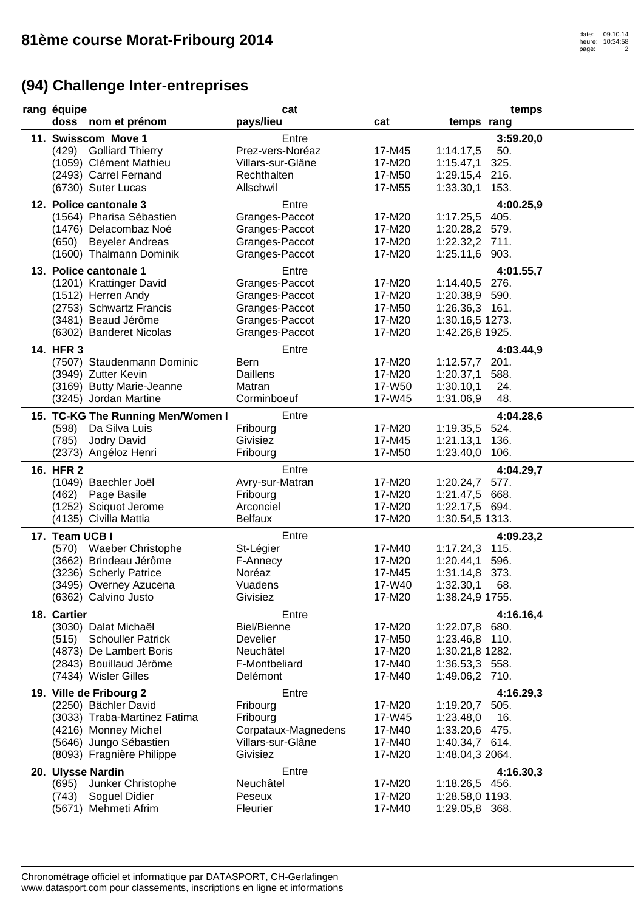# 81ème course Morat-Fribourg 2014

## (94) Challenge Inter-entreprises

| rang | équipe / doss | nom et prénom | cat / pays/lieu | cat | temps | rang |
|---|---|---|---|---|---|---|
| 11. | Swisscom Move 1 | | Entre | | 3:59.20,0 | |
| | (429) | Golliard Thierry | Prez-vers-Noréaz | 17-M45 | 1:14.17,5 | 50. |
| | (1059) | Clément Mathieu | Villars-sur-Glâne | 17-M20 | 1:15.47,1 | 325. |
| | (2493) | Carrel Fernand | Rechthalten | 17-M50 | 1:29.15,4 | 216. |
| | (6730) | Suter Lucas | Allschwil | 17-M55 | 1:33.30,1 | 153. |
| 12. | Police cantonale 3 | | Entre | | 4:00.25,9 | |
| | (1564) | Pharisa Sébastien | Granges-Paccot | 17-M20 | 1:17.25,5 | 405. |
| | (1476) | Delacombaz Noé | Granges-Paccot | 17-M20 | 1:20.28,2 | 579. |
| | (650) | Beyeler Andreas | Granges-Paccot | 17-M20 | 1:22.32,2 | 711. |
| | (1600) | Thalmann Dominik | Granges-Paccot | 17-M20 | 1:25.11,6 | 903. |
| 13. | Police cantonale 1 | | Entre | | 4:01.55,7 | |
| | (1201) | Krattinger David | Granges-Paccot | 17-M20 | 1:14.40,5 | 276. |
| | (1512) | Herren Andy | Granges-Paccot | 17-M20 | 1:20.38,9 | 590. |
| | (2753) | Schwartz Francis | Granges-Paccot | 17-M50 | 1:26.36,3 | 161. |
| | (3481) | Beaud Jérôme | Granges-Paccot | 17-M20 | 1:30.16,5 | 1273. |
| | (6302) | Banderet Nicolas | Granges-Paccot | 17-M20 | 1:42.26,8 | 1925. |
| 14. | HFR 3 | | Entre | | 4:03.44,9 | |
| | (7507) | Staudenmann Dominic | Bern | 17-M20 | 1:12.57,7 | 201. |
| | (3949) | Zutter Kevin | Daillens | 17-M20 | 1:20.37,1 | 588. |
| | (3169) | Butty Marie-Jeanne | Matran | 17-W50 | 1:30.10,1 | 24. |
| | (3245) | Jordan Martine | Corminboeuf | 17-W45 | 1:31.06,9 | 48. |
| 15. | TC-KG The Running Men/Women I | | Entre | | 4:04.28,6 | |
| | (598) | Da Silva Luis | Fribourg | 17-M20 | 1:19.35,5 | 524. |
| | (785) | Jodry David | Givisiez | 17-M45 | 1:21.13,1 | 136. |
| | (2373) | Angéloz Henri | Fribourg | 17-M50 | 1:23.40,0 | 106. |
| 16. | HFR 2 | | Entre | | 4:04.29,7 | |
| | (1049) | Baechler Joël | Avry-sur-Matran | 17-M20 | 1:20.24,7 | 577. |
| | (462) | Page Basile | Fribourg | 17-M20 | 1:21.47,5 | 668. |
| | (1252) | Sciquot Jerome | Arconciel | 17-M20 | 1:22.17,5 | 694. |
| | (4135) | Civilla Mattia | Belfaux | 17-M20 | 1:30.54,5 | 1313. |
| 17. | Team UCB I | | Entre | | 4:09.23,2 | |
| | (570) | Waeber Christophe | St-Légier | 17-M40 | 1:17.24,3 | 115. |
| | (3662) | Brindeau Jérôme | F-Annecy | 17-M20 | 1:20.44,1 | 596. |
| | (3236) | Scherly Patrice | Noréaz | 17-M45 | 1:31.14,8 | 373. |
| | (3495) | Overney Azucena | Vuadens | 17-W40 | 1:32.30,1 | 68. |
| | (6362) | Calvino Justo | Givisiez | 17-M20 | 1:38.24,9 | 1755. |
| 18. | Cartier | | Entre | | 4:16.16,4 | |
| | (3030) | Dalat Michaël | Biel/Bienne | 17-M20 | 1:22.07,8 | 680. |
| | (515) | Schouller Patrick | Develier | 17-M50 | 1:23.46,8 | 110. |
| | (4873) | De Lambert Boris | Neuchâtel | 17-M20 | 1:30.21,8 | 1282. |
| | (2843) | Bouillaud Jérôme | F-Montbeliard | 17-M40 | 1:36.53,3 | 558. |
| | (7434) | Wisler Gilles | Delémont | 17-M40 | 1:49.06,2 | 710. |
| 19. | Ville de Fribourg 2 | | Entre | | 4:16.29,3 | |
| | (2250) | Bächler David | Fribourg | 17-M20 | 1:19.20,7 | 505. |
| | (3033) | Traba-Martinez Fatima | Fribourg | 17-W45 | 1:23.48,0 | 16. |
| | (4216) | Monney Michel | Corpataux-Magnedens | 17-M40 | 1:33.20,6 | 475. |
| | (5646) | Jungo Sébastien | Villars-sur-Glâne | 17-M40 | 1:40.34,7 | 614. |
| | (8093) | Fragnière Philippe | Givisiez | 17-M20 | 1:48.04,3 | 2064. |
| 20. | Ulysse Nardin | | Entre | | 4:16.30,3 | |
| | (695) | Junker Christophe | Neuchâtel | 17-M20 | 1:18.26,5 | 456. |
| | (743) | Soguel Didier | Peseux | 17-M20 | 1:28.58,0 | 1193. |
| | (5671) | Mehmeti Afrim | Fleurier | 17-M40 | 1:29.05,8 | 368. |

Chronométrage officiel et informatique par DATASPORT, CH-Gerlafingen
www.datasport.com pour classements, inscriptions en ligne et informations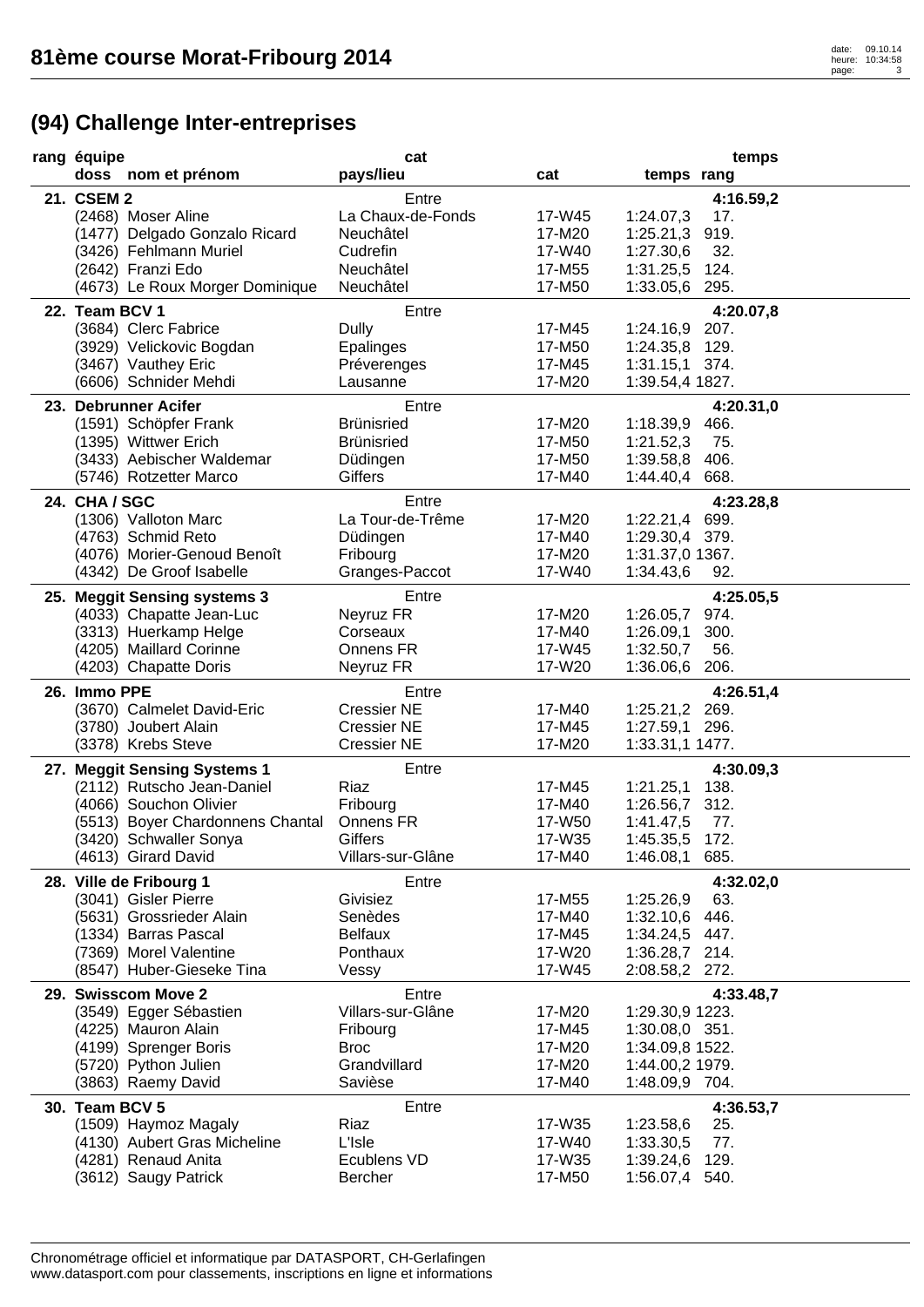## (94) Challenge Inter-entreprises

| rang | équipe / doss | nom et prénom | cat / pays/lieu | cat | temps | rang |
|---|---|---|---|---|---|---|
| **21.** | **CSEM 2** | | Entre | | **4:16.59,2** | |
| | (2468) | Moser Aline | La Chaux-de-Fonds | 17-W45 | 1:24.07,3 | 17. |
| | (1477) | Delgado Gonzalo Ricard | Neuchâtel | 17-M20 | 1:25.21,3 | 919. |
| | (3426) | Fehlmann Muriel | Cudrefin | 17-W40 | 1:27.30,6 | 32. |
| | (2642) | Franzi Edo | Neuchâtel | 17-M55 | 1:31.25,5 | 124. |
| | (4673) | Le Roux Morger Dominique | Neuchâtel | 17-M50 | 1:33.05,6 | 295. |
| **22.** | **Team BCV 1** | | Entre | | **4:20.07,8** | |
| | (3684) | Clerc Fabrice | Dully | 17-M45 | 1:24.16,9 | 207. |
| | (3929) | Velickovic Bogdan | Epalinges | 17-M50 | 1:24.35,8 | 129. |
| | (3467) | Vauthey Eric | Préverenges | 17-M45 | 1:31.15,1 | 374. |
| | (6606) | Schnider Mehdi | Lausanne | 17-M20 | 1:39.54,4 | 1827. |
| **23.** | **Debrunner Acifer** | | Entre | | **4:20.31,0** | |
| | (1591) | Schöpfer Frank | Brünisried | 17-M20 | 1:18.39,9 | 466. |
| | (1395) | Wittwer Erich | Brünisried | 17-M50 | 1:21.52,3 | 75. |
| | (3433) | Aebischer Waldemar | Düdingen | 17-M50 | 1:39.58,8 | 406. |
| | (5746) | Rotzetter Marco | Giffers | 17-M40 | 1:44.40,4 | 668. |
| **24.** | **CHA / SGC** | | Entre | | **4:23.28,8** | |
| | (1306) | Valloton Marc | La Tour-de-Trême | 17-M20 | 1:22.21,4 | 699. |
| | (4763) | Schmid Reto | Düdingen | 17-M40 | 1:29.30,4 | 379. |
| | (4076) | Morier-Genoud Benoît | Fribourg | 17-M20 | 1:31.37,0 | 1367. |
| | (4342) | De Groof Isabelle | Granges-Paccot | 17-W40 | 1:34.43,6 | 92. |
| **25.** | **Meggit Sensing systems 3** | | Entre | | **4:25.05,5** | |
| | (4033) | Chapatte Jean-Luc | Neyruz FR | 17-M20 | 1:26.05,7 | 974. |
| | (3313) | Huerkamp Helge | Corseaux | 17-M40 | 1:26.09,1 | 300. |
| | (4205) | Maillard Corinne | Onnens FR | 17-W45 | 1:32.50,7 | 56. |
| | (4203) | Chapatte Doris | Neyruz FR | 17-W20 | 1:36.06,6 | 206. |
| **26.** | **Immo PPE** | | Entre | | **4:26.51,4** | |
| | (3670) | Calmelet David-Eric | Cressier NE | 17-M40 | 1:25.21,2 | 269. |
| | (3780) | Joubert Alain | Cressier NE | 17-M45 | 1:27.59,1 | 296. |
| | (3378) | Krebs Steve | Cressier NE | 17-M20 | 1:33.31,1 | 1477. |
| **27.** | **Meggit Sensing Systems 1** | | Entre | | **4:30.09,3** | |
| | (2112) | Rutscho Jean-Daniel | Riaz | 17-M45 | 1:21.25,1 | 138. |
| | (4066) | Souchon Olivier | Fribourg | 17-M40 | 1:26.56,7 | 312. |
| | (5513) | Boyer Chardonnens Chantal | Onnens FR | 17-W50 | 1:41.47,5 | 77. |
| | (3420) | Schwaller Sonya | Giffers | 17-W35 | 1:45.35,5 | 172. |
| | (4613) | Girard David | Villars-sur-Glâne | 17-M40 | 1:46.08,1 | 685. |
| **28.** | **Ville de Fribourg 1** | | Entre | | **4:32.02,0** | |
| | (3041) | Gisler Pierre | Givisiez | 17-M55 | 1:25.26,9 | 63. |
| | (5631) | Grossrieder Alain | Senèdes | 17-M40 | 1:32.10,6 | 446. |
| | (1334) | Barras Pascal | Belfaux | 17-M45 | 1:34.24,5 | 447. |
| | (7369) | Morel Valentine | Ponthaux | 17-W20 | 1:36.28,7 | 214. |
| | (8547) | Huber-Gieseke Tina | Vessy | 17-W45 | 2:08.58,2 | 272. |
| **29.** | **Swisscom Move 2** | | Entre | | **4:33.48,7** | |
| | (3549) | Egger Sébastien | Villars-sur-Glâne | 17-M20 | 1:29.30,9 | 1223. |
| | (4225) | Mauron Alain | Fribourg | 17-M45 | 1:30.08,0 | 351. |
| | (4199) | Sprenger Boris | Broc | 17-M20 | 1:34.09,8 | 1522. |
| | (5720) | Python Julien | Grandvillard | 17-M20 | 1:44.00,2 | 1979. |
| | (3863) | Raemy David | Savièse | 17-M40 | 1:48.09,9 | 704. |
| **30.** | **Team BCV 5** | | Entre | | **4:36.53,7** | |
| | (1509) | Haymoz Magaly | Riaz | 17-W35 | 1:23.58,6 | 25. |
| | (4130) | Aubert Gras Micheline | L'Isle | 17-W40 | 1:33.30,5 | 77. |
| | (4281) | Renaud Anita | Ecublens VD | 17-W35 | 1:39.24,6 | 129. |
| | (3612) | Saugy Patrick | Bercher | 17-M50 | 1:56.07,4 | 540. |

Chronométrage officiel et informatique par DATASPORT, CH-Gerlafingen
www.datasport.com pour classements, inscriptions en ligne et informations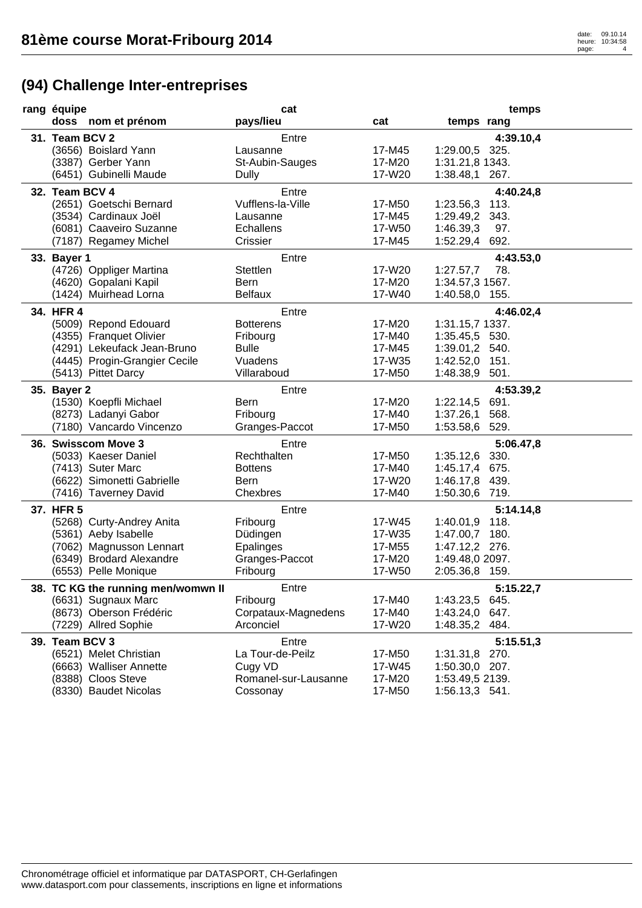# 81ème course Morat-Fribourg 2014

## (94) Challenge Inter-entreprises

| rang | équipe / doss | nom et prénom | cat / pays/lieu | cat | temps | rang | temps |
|---|---|---|---|---|---|---|---|
| 31. | Team BCV 2 | | Entre | | | | 4:39.10,4 |
| | (3656) | Boislard Yann | Lausanne | 17-M45 | 1:29.00,5 | 325. | |
| | (3387) | Gerber Yann | St-Aubin-Sauges | 17-M20 | 1:31.21,8 | 1343. | |
| | (6451) | Gubinelli Maude | Dully | 17-W20 | 1:38.48,1 | 267. | |
| 32. | Team BCV 4 | | Entre | | | | 4:40.24,8 |
| | (2651) | Goetschi Bernard | Vufflens-la-Ville | 17-M50 | 1:23.56,3 | 113. | |
| | (3534) | Cardinaux Joël | Lausanne | 17-M45 | 1:29.49,2 | 343. | |
| | (6081) | Caaveiro Suzanne | Echallens | 17-W50 | 1:46.39,3 | 97. | |
| | (7187) | Regamey Michel | Crissier | 17-M45 | 1:52.29,4 | 692. | |
| 33. | Bayer 1 | | Entre | | | | 4:43.53,0 |
| | (4726) | Oppliger Martina | Stettlen | 17-W20 | 1:27.57,7 | 78. | |
| | (4620) | Gopalani Kapil | Bern | 17-M20 | 1:34.57,3 | 1567. | |
| | (1424) | Muirhead Lorna | Belfaux | 17-W40 | 1:40.58,0 | 155. | |
| 34. | HFR 4 | | Entre | | | | 4:46.02,4 |
| | (5009) | Repond Edouard | Botterens | 17-M20 | 1:31.15,7 | 1337. | |
| | (4355) | Franquet Olivier | Fribourg | 17-M40 | 1:35.45,5 | 530. | |
| | (4291) | Lekeufack Jean-Bruno | Bulle | 17-M45 | 1:39.01,2 | 540. | |
| | (4445) | Progin-Grangier Cecile | Vuadens | 17-W35 | 1:42.52,0 | 151. | |
| | (5413) | Pittet Darcy | Villaraboud | 17-M50 | 1:48.38,9 | 501. | |
| 35. | Bayer 2 | | Entre | | | | 4:53.39,2 |
| | (1530) | Koepfli Michael | Bern | 17-M20 | 1:22.14,5 | 691. | |
| | (8273) | Ladanyi Gabor | Fribourg | 17-M40 | 1:37.26,1 | 568. | |
| | (7180) | Vancardo Vincenzo | Granges-Paccot | 17-M50 | 1:53.58,6 | 529. | |
| 36. | Swisscom Move 3 | | Entre | | | | 5:06.47,8 |
| | (5033) | Kaeser Daniel | Rechthalten | 17-M50 | 1:35.12,6 | 330. | |
| | (7413) | Suter Marc | Bottens | 17-M40 | 1:45.17,4 | 675. | |
| | (6622) | Simonetti Gabrielle | Bern | 17-W20 | 1:46.17,8 | 439. | |
| | (7416) | Taverney David | Chexbres | 17-M40 | 1:50.30,6 | 719. | |
| 37. | HFR 5 | | Entre | | | | 5:14.14,8 |
| | (5268) | Curty-Andrey Anita | Fribourg | 17-W45 | 1:40.01,9 | 118. | |
| | (5361) | Aeby Isabelle | Düdingen | 17-W35 | 1:47.00,7 | 180. | |
| | (7062) | Magnusson Lennart | Epalinges | 17-M55 | 1:47.12,2 | 276. | |
| | (6349) | Brodard Alexandre | Granges-Paccot | 17-M20 | 1:49.48,0 | 2097. | |
| | (6553) | Pelle Monique | Fribourg | 17-W50 | 2:05.36,8 | 159. | |
| 38. | TC KG the running men/womwn II | | Entre | | | | 5:15.22,7 |
| | (6631) | Sugnaux Marc | Fribourg | 17-M40 | 1:43.23,5 | 645. | |
| | (8673) | Oberson Frédéric | Corpataux-Magnedens | 17-M40 | 1:43.24,0 | 647. | |
| | (7229) | Allred Sophie | Arconciel | 17-W20 | 1:48.35,2 | 484. | |
| 39. | Team BCV 3 | | Entre | | | | 5:15.51,3 |
| | (6521) | Melet Christian | La Tour-de-Peilz | 17-M50 | 1:31.31,8 | 270. | |
| | (6663) | Walliser Annette | Cugy VD | 17-W45 | 1:50.30,0 | 207. | |
| | (8388) | Cloos Steve | Romanel-sur-Lausanne | 17-M20 | 1:53.49,5 | 2139. | |
| | (8330) | Baudet Nicolas | Cossonay | 17-M50 | 1:56.13,3 | 541. | |

Chronométrage officiel et informatique par DATASPORT, CH-Gerlafingen
www.datasport.com pour classements, inscriptions en ligne et informations